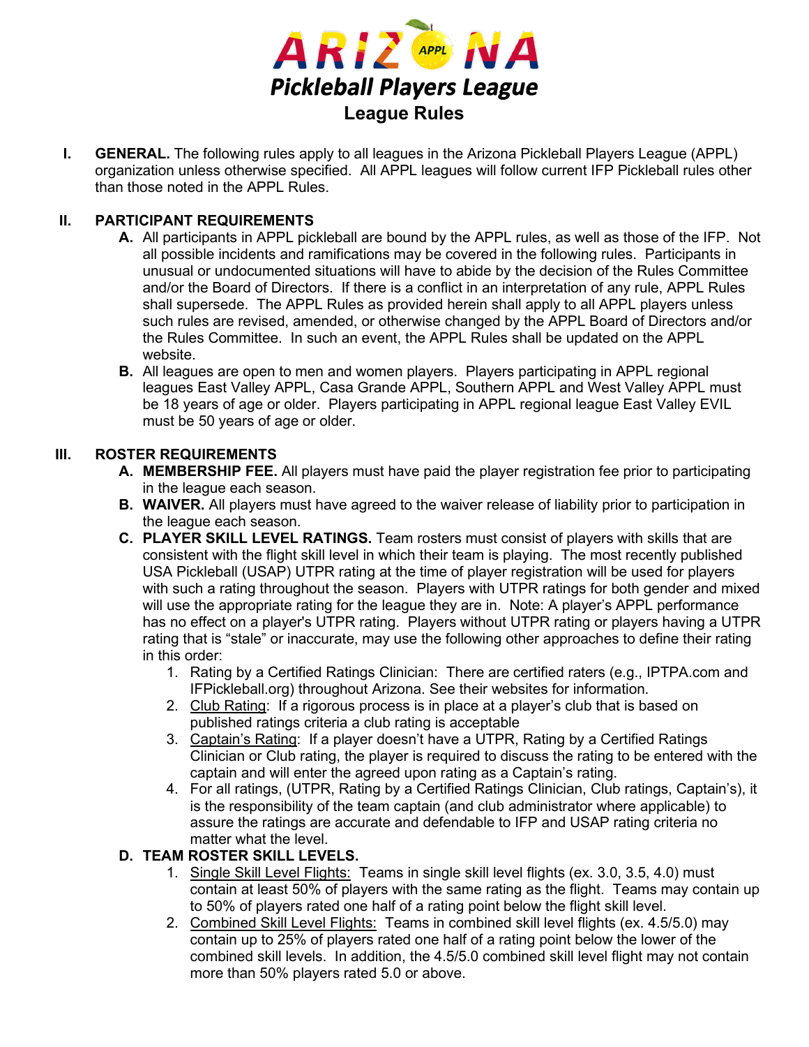# ARIZONA APPL Pickleball Players League

## League Rules

**I. GENERAL.** The following rules apply to all leagues in the Arizona Pickleball Players League (APPL) organization unless otherwise specified. All APPL leagues will follow current IFP Pickleball rules other than those noted in the APPL Rules.

**II. PARTICIPANT REQUIREMENTS**

**A.** All participants in APPL pickleball are bound by the APPL rules, as well as those of the IFP. Not all possible incidents and ramifications may be covered in the following rules. Participants in unusual or undocumented situations will have to abide by the decision of the Rules Committee and/or the Board of Directors. If there is a conflict in an interpretation of any rule, APPL Rules shall supersede. The APPL Rules as provided herein shall apply to all APPL players unless such rules are revised, amended, or otherwise changed by the APPL Board of Directors and/or the Rules Committee. In such an event, the APPL Rules shall be updated on the APPL website.

**B.** All leagues are open to men and women players. Players participating in APPL regional leagues East Valley APPL, Casa Grande APPL, Southern APPL and West Valley APPL must be 18 years of age or older. Players participating in APPL regional league East Valley EVIL must be 50 years of age or older.

**III. ROSTER REQUIREMENTS**

**A. MEMBERSHIP FEE.** All players must have paid the player registration fee prior to participating in the league each season.

**B. WAIVER.** All players must have agreed to the waiver release of liability prior to participation in the league each season.

**C. PLAYER SKILL LEVEL RATINGS.** Team rosters must consist of players with skills that are consistent with the flight skill level in which their team is playing. The most recently published USA Pickleball (USAP) UTPR rating at the time of player registration will be used for players with such a rating throughout the season. Players with UTPR ratings for both gender and mixed will use the appropriate rating for the league they are in. Note: A player's APPL performance has no effect on a player's UTPR rating. Players without UTPR rating or players having a UTPR rating that is "stale" or inaccurate, may use the following other approaches to define their rating in this order:

1. Rating by a Certified Ratings Clinician: There are certified raters (e.g., IPTPA.com and IFPickleball.org) throughout Arizona. See their websites for information.
2. Club Rating: If a rigorous process is in place at a player's club that is based on published ratings criteria a club rating is acceptable
3. Captain's Rating: If a player doesn't have a UTPR, Rating by a Certified Ratings Clinician or Club rating, the player is required to discuss the rating to be entered with the captain and will enter the agreed upon rating as a Captain's rating.
4. For all ratings, (UTPR, Rating by a Certified Ratings Clinician, Club ratings, Captain's), it is the responsibility of the team captain (and club administrator where applicable) to assure the ratings are accurate and defendable to IFP and USAP rating criteria no matter what the level.

**D. TEAM ROSTER SKILL LEVELS.**

1. Single Skill Level Flights: Teams in single skill level flights (ex. 3.0, 3.5, 4.0) must contain at least 50% of players with the same rating as the flight. Teams may contain up to 50% of players rated one half of a rating point below the flight skill level.
2. Combined Skill Level Flights: Teams in combined skill level flights (ex. 4.5/5.0) may contain up to 25% of players rated one half of a rating point below the lower of the combined skill levels. In addition, the 4.5/5.0 combined skill level flight may not contain more than 50% players rated 5.0 or above.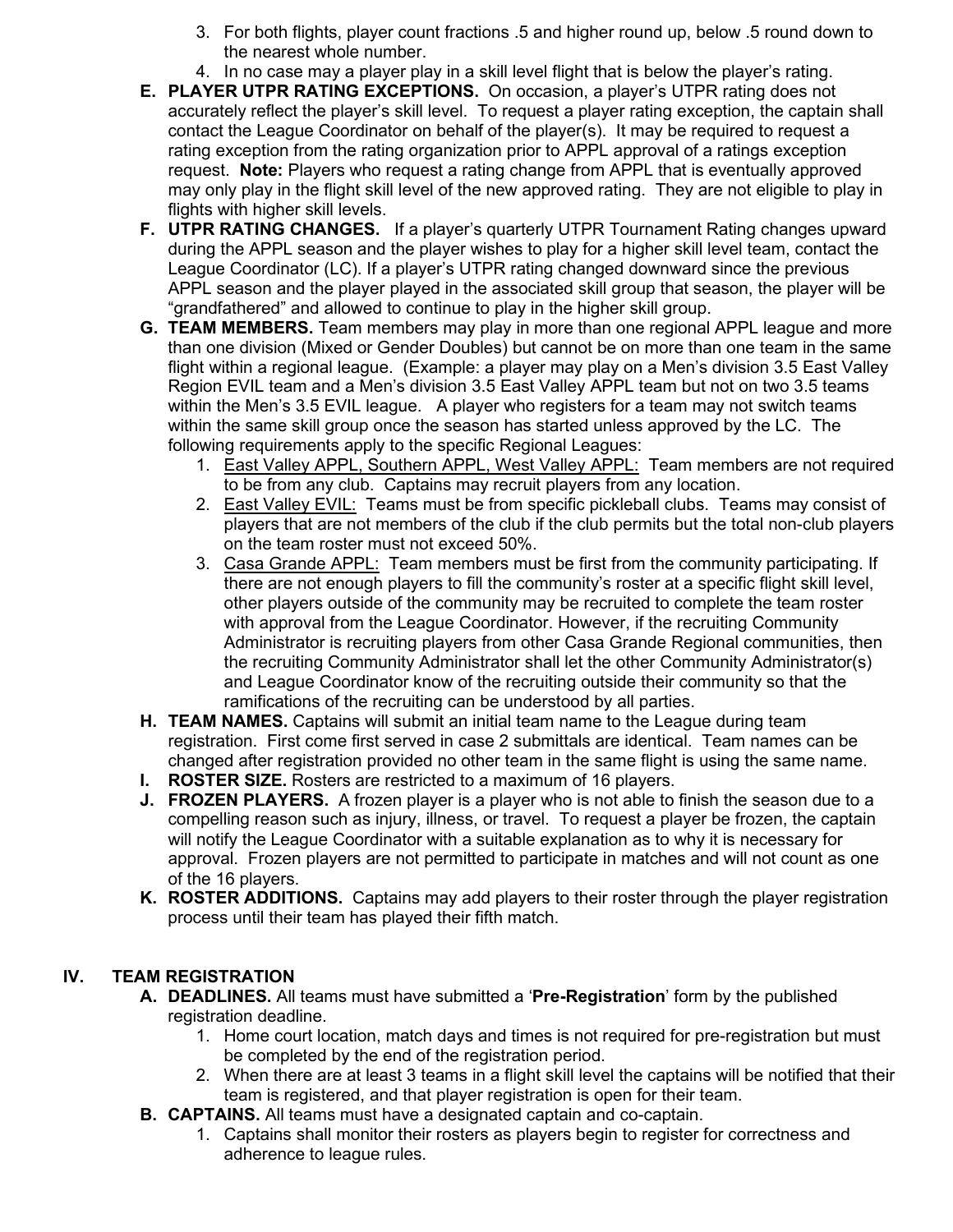3. For both flights, player count fractions .5 and higher round up, below .5 round down to the nearest whole number.
4. In no case may a player play in a skill level flight that is below the player's rating.

**E. PLAYER UTPR RATING EXCEPTIONS.** On occasion, a player's UTPR rating does not accurately reflect the player's skill level. To request a player rating exception, the captain shall contact the League Coordinator on behalf of the player(s). It may be required to request a rating exception from the rating organization prior to APPL approval of a ratings exception request. **Note:** Players who request a rating change from APPL that is eventually approved may only play in the flight skill level of the new approved rating. They are not eligible to play in flights with higher skill levels.

**F. UTPR RATING CHANGES.** If a player's quarterly UTPR Tournament Rating changes upward during the APPL season and the player wishes to play for a higher skill level team, contact the League Coordinator (LC). If a player's UTPR rating changed downward since the previous APPL season and the player played in the associated skill group that season, the player will be "grandfathered" and allowed to continue to play in the higher skill group.

**G. TEAM MEMBERS.** Team members may play in more than one regional APPL league and more than one division (Mixed or Gender Doubles) but cannot be on more than one team in the same flight within a regional league. (Example: a player may play on a Men's division 3.5 East Valley Region EVIL team and a Men's division 3.5 East Valley APPL team but not on two 3.5 teams within the Men's 3.5 EVIL league. A player who registers for a team may not switch teams within the same skill group once the season has started unless approved by the LC. The following requirements apply to the specific Regional Leagues:

1. East Valley APPL, Southern APPL, West Valley APPL: Team members are not required to be from any club. Captains may recruit players from any location.
2. East Valley EVIL: Teams must be from specific pickleball clubs. Teams may consist of players that are not members of the club if the club permits but the total non-club players on the team roster must not exceed 50%.
3. Casa Grande APPL: Team members must be first from the community participating. If there are not enough players to fill the community's roster at a specific flight skill level, other players outside of the community may be recruited to complete the team roster with approval from the League Coordinator. However, if the recruiting Community Administrator is recruiting players from other Casa Grande Regional communities, then the recruiting Community Administrator shall let the other Community Administrator(s) and League Coordinator know of the recruiting outside their community so that the ramifications of the recruiting can be understood by all parties.

**H. TEAM NAMES.** Captains will submit an initial team name to the League during team registration. First come first served in case 2 submittals are identical. Team names can be changed after registration provided no other team in the same flight is using the same name.

**I. ROSTER SIZE.** Rosters are restricted to a maximum of 16 players.

**J. FROZEN PLAYERS.** A frozen player is a player who is not able to finish the season due to a compelling reason such as injury, illness, or travel. To request a player be frozen, the captain will notify the League Coordinator with a suitable explanation as to why it is necessary for approval. Frozen players are not permitted to participate in matches and will not count as one of the 16 players.

**K. ROSTER ADDITIONS.** Captains may add players to their roster through the player registration process until their team has played their fifth match.

## IV. TEAM REGISTRATION

**A. DEADLINES.** All teams must have submitted a '**Pre-Registration**' form by the published registration deadline.

1. Home court location, match days and times is not required for pre-registration but must be completed by the end of the registration period.
2. When there are at least 3 teams in a flight skill level the captains will be notified that their team is registered, and that player registration is open for their team.

**B. CAPTAINS.** All teams must have a designated captain and co-captain.

1. Captains shall monitor their rosters as players begin to register for correctness and adherence to league rules.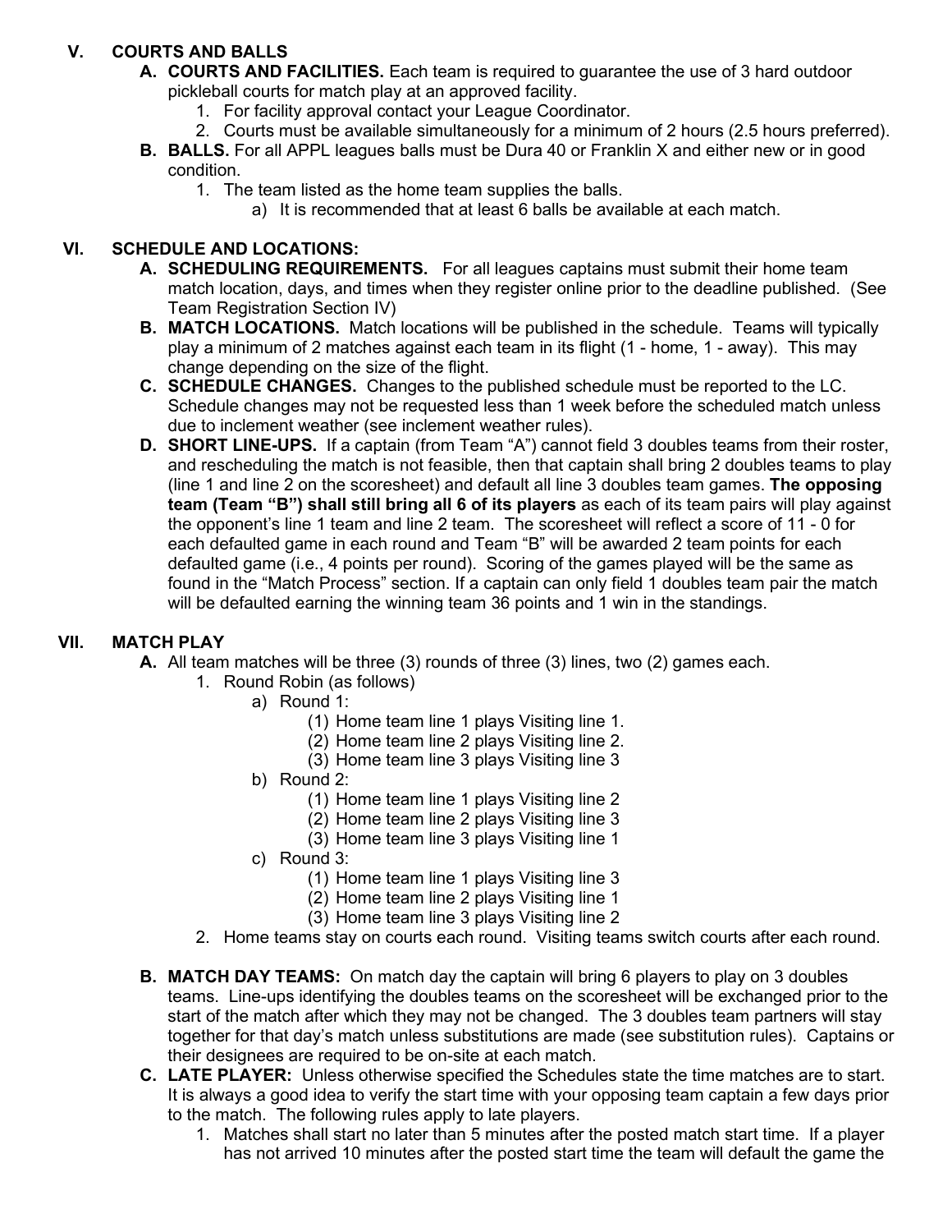## V. COURTS AND BALLS

**A. COURTS AND FACILITIES.** Each team is required to guarantee the use of 3 hard outdoor pickleball courts for match play at an approved facility.

1. For facility approval contact your League Coordinator.
2. Courts must be available simultaneously for a minimum of 2 hours (2.5 hours preferred).

**B. BALLS.** For all APPL leagues balls must be Dura 40 or Franklin X and either new or in good condition.

1. The team listed as the home team supplies the balls.
   a) It is recommended that at least 6 balls be available at each match.

## VI. SCHEDULE AND LOCATIONS:

**A. SCHEDULING REQUIREMENTS.** For all leagues captains must submit their home team match location, days, and times when they register online prior to the deadline published. (See Team Registration Section IV)

**B. MATCH LOCATIONS.** Match locations will be published in the schedule. Teams will typically play a minimum of 2 matches against each team in its flight (1 - home, 1 - away). This may change depending on the size of the flight.

**C. SCHEDULE CHANGES.** Changes to the published schedule must be reported to the LC. Schedule changes may not be requested less than 1 week before the scheduled match unless due to inclement weather (see inclement weather rules).

**D. SHORT LINE-UPS.** If a captain (from Team "A") cannot field 3 doubles teams from their roster, and rescheduling the match is not feasible, then that captain shall bring 2 doubles teams to play (line 1 and line 2 on the scoresheet) and default all line 3 doubles team games. **The opposing team (Team "B") shall still bring all 6 of its players** as each of its team pairs will play against the opponent's line 1 team and line 2 team. The scoresheet will reflect a score of 11 - 0 for each defaulted game in each round and Team "B" will be awarded 2 team points for each defaulted game (i.e., 4 points per round). Scoring of the games played will be the same as found in the "Match Process" section. If a captain can only field 1 doubles team pair the match will be defaulted earning the winning team 36 points and 1 win in the standings.

## VII. MATCH PLAY

**A.** All team matches will be three (3) rounds of three (3) lines, two (2) games each.

1. Round Robin (as follows)
   a) Round 1:
      (1) Home team line 1 plays Visiting line 1.
      (2) Home team line 2 plays Visiting line 2.
      (3) Home team line 3 plays Visiting line 3
   b) Round 2:
      (1) Home team line 1 plays Visiting line 2
      (2) Home team line 2 plays Visiting line 3
      (3) Home team line 3 plays Visiting line 1
   c) Round 3:
      (1) Home team line 1 plays Visiting line 3
      (2) Home team line 2 plays Visiting line 1
      (3) Home team line 3 plays Visiting line 2
2. Home teams stay on courts each round. Visiting teams switch courts after each round.

**B. MATCH DAY TEAMS:** On match day the captain will bring 6 players to play on 3 doubles teams. Line-ups identifying the doubles teams on the scoresheet will be exchanged prior to the start of the match after which they may not be changed. The 3 doubles team partners will stay together for that day's match unless substitutions are made (see substitution rules). Captains or their designees are required to be on-site at each match.

**C. LATE PLAYER:** Unless otherwise specified the Schedules state the time matches are to start. It is always a good idea to verify the start time with your opposing team captain a few days prior to the match. The following rules apply to late players.

1. Matches shall start no later than 5 minutes after the posted match start time. If a player has not arrived 10 minutes after the posted start time the team will default the game the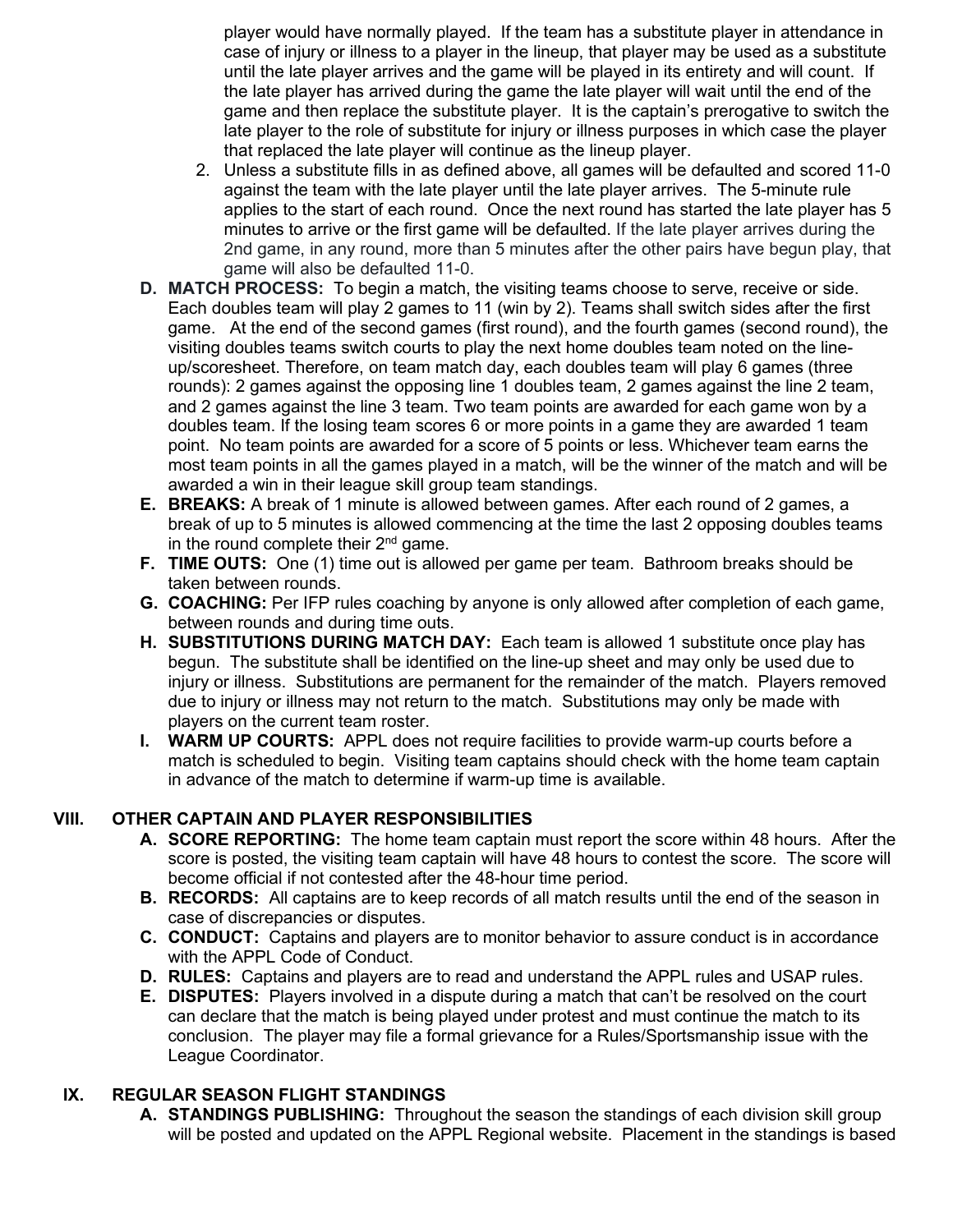player would have normally played. If the team has a substitute player in attendance in case of injury or illness to a player in the lineup, that player may be used as a substitute until the late player arrives and the game will be played in its entirety and will count. If the late player has arrived during the game the late player will wait until the end of the game and then replace the substitute player. It is the captain's prerogative to switch the late player to the role of substitute for injury or illness purposes in which case the player that replaced the late player will continue as the lineup player.

2. Unless a substitute fills in as defined above, all games will be defaulted and scored 11-0 against the team with the late player until the late player arrives. The 5-minute rule applies to the start of each round. Once the next round has started the late player has 5 minutes to arrive or the first game will be defaulted. If the late player arrives during the 2nd game, in any round, more than 5 minutes after the other pairs have begun play, that game will also be defaulted 11-0.

**D. MATCH PROCESS:** To begin a match, the visiting teams choose to serve, receive or side. Each doubles team will play 2 games to 11 (win by 2). Teams shall switch sides after the first game. At the end of the second games (first round), and the fourth games (second round), the visiting doubles teams switch courts to play the next home doubles team noted on the line-up/scoresheet. Therefore, on team match day, each doubles team will play 6 games (three rounds): 2 games against the opposing line 1 doubles team, 2 games against the line 2 team, and 2 games against the line 3 team. Two team points are awarded for each game won by a doubles team. If the losing team scores 6 or more points in a game they are awarded 1 team point. No team points are awarded for a score of 5 points or less. Whichever team earns the most team points in all the games played in a match, will be the winner of the match and will be awarded a win in their league skill group team standings.

**E. BREAKS:** A break of 1 minute is allowed between games. After each round of 2 games, a break of up to 5 minutes is allowed commencing at the time the last 2 opposing doubles teams in the round complete their 2nd game.

**F. TIME OUTS:** One (1) time out is allowed per game per team. Bathroom breaks should be taken between rounds.

**G. COACHING:** Per IFP rules coaching by anyone is only allowed after completion of each game, between rounds and during time outs.

**H. SUBSTITUTIONS DURING MATCH DAY:** Each team is allowed 1 substitute once play has begun. The substitute shall be identified on the line-up sheet and may only be used due to injury or illness. Substitutions are permanent for the remainder of the match. Players removed due to injury or illness may not return to the match. Substitutions may only be made with players on the current team roster.

**I. WARM UP COURTS:** APPL does not require facilities to provide warm-up courts before a match is scheduled to begin. Visiting team captains should check with the home team captain in advance of the match to determine if warm-up time is available.

## VIII. OTHER CAPTAIN AND PLAYER RESPONSIBILITIES

**A. SCORE REPORTING:** The home team captain must report the score within 48 hours. After the score is posted, the visiting team captain will have 48 hours to contest the score. The score will become official if not contested after the 48-hour time period.

**B. RECORDS:** All captains are to keep records of all match results until the end of the season in case of discrepancies or disputes.

**C. CONDUCT:** Captains and players are to monitor behavior to assure conduct is in accordance with the APPL Code of Conduct.

**D. RULES:** Captains and players are to read and understand the APPL rules and USAP rules.

**E. DISPUTES:** Players involved in a dispute during a match that can't be resolved on the court can declare that the match is being played under protest and must continue the match to its conclusion. The player may file a formal grievance for a Rules/Sportsmanship issue with the League Coordinator.

## IX. REGULAR SEASON FLIGHT STANDINGS

**A. STANDINGS PUBLISHING:** Throughout the season the standings of each division skill group will be posted and updated on the APPL Regional website. Placement in the standings is based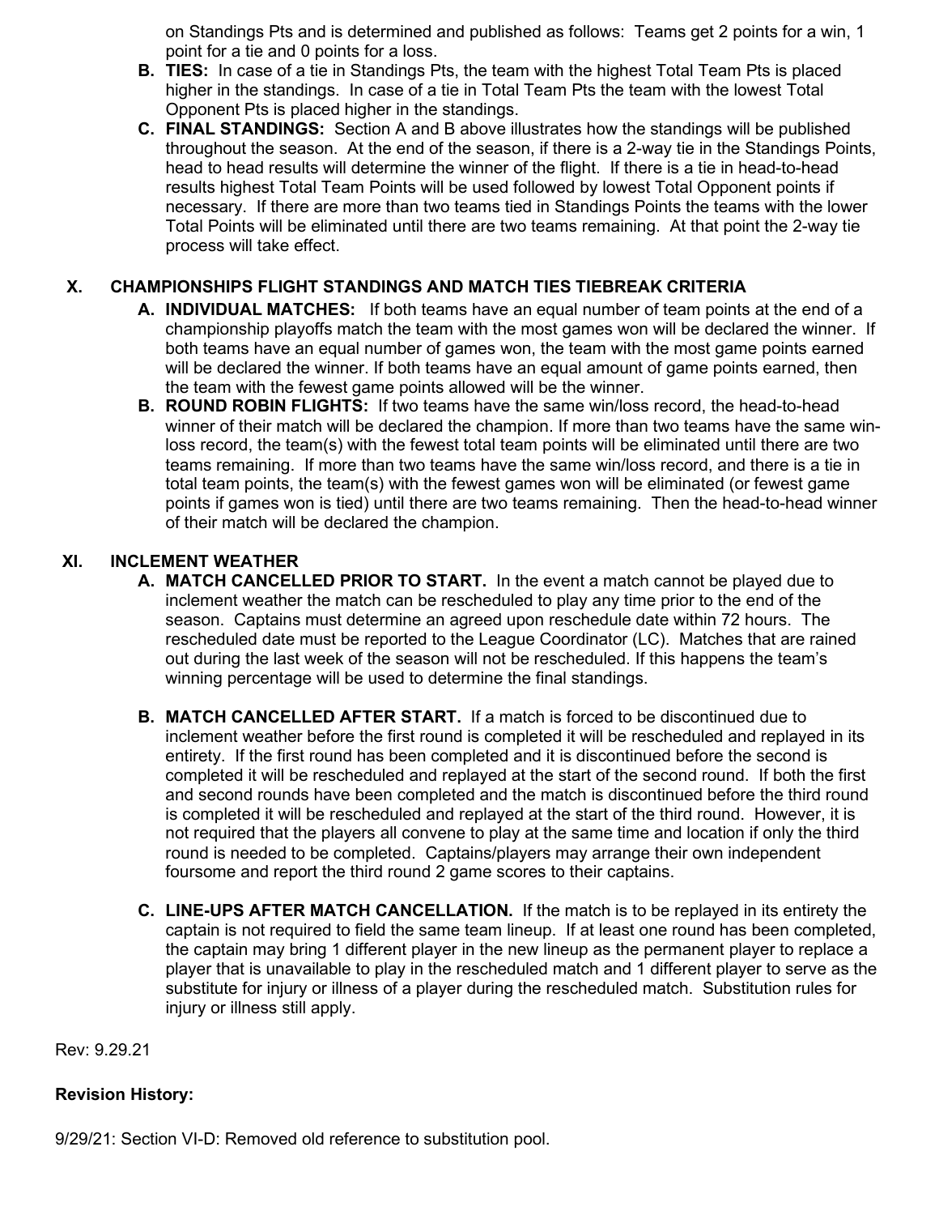on Standings Pts and is determined and published as follows: Teams get 2 points for a win, 1 point for a tie and 0 points for a loss.

**B. TIES:** In case of a tie in Standings Pts, the team with the highest Total Team Pts is placed higher in the standings. In case of a tie in Total Team Pts the team with the lowest Total Opponent Pts is placed higher in the standings.

**C. FINAL STANDINGS:** Section A and B above illustrates how the standings will be published throughout the season. At the end of the season, if there is a 2-way tie in the Standings Points, head to head results will determine the winner of the flight. If there is a tie in head-to-head results highest Total Team Points will be used followed by lowest Total Opponent points if necessary. If there are more than two teams tied in Standings Points the teams with the lower Total Points will be eliminated until there are two teams remaining. At that point the 2-way tie process will take effect.

## X. CHAMPIONSHIPS FLIGHT STANDINGS AND MATCH TIES TIEBREAK CRITERIA

**A. INDIVIDUAL MATCHES:** If both teams have an equal number of team points at the end of a championship playoffs match the team with the most games won will be declared the winner. If both teams have an equal number of games won, the team with the most game points earned will be declared the winner. If both teams have an equal amount of game points earned, then the team with the fewest game points allowed will be the winner.

**B. ROUND ROBIN FLIGHTS:** If two teams have the same win/loss record, the head-to-head winner of their match will be declared the champion. If more than two teams have the same win-loss record, the team(s) with the fewest total team points will be eliminated until there are two teams remaining. If more than two teams have the same win/loss record, and there is a tie in total team points, the team(s) with the fewest games won will be eliminated (or fewest game points if games won is tied) until there are two teams remaining. Then the head-to-head winner of their match will be declared the champion.

## XI. INCLEMENT WEATHER

**A. MATCH CANCELLED PRIOR TO START.** In the event a match cannot be played due to inclement weather the match can be rescheduled to play any time prior to the end of the season. Captains must determine an agreed upon reschedule date within 72 hours. The rescheduled date must be reported to the League Coordinator (LC). Matches that are rained out during the last week of the season will not be rescheduled. If this happens the team's winning percentage will be used to determine the final standings.

**B. MATCH CANCELLED AFTER START.** If a match is forced to be discontinued due to inclement weather before the first round is completed it will be rescheduled and replayed in its entirety. If the first round has been completed and it is discontinued before the second is completed it will be rescheduled and replayed at the start of the second round. If both the first and second rounds have been completed and the match is discontinued before the third round is completed it will be rescheduled and replayed at the start of the third round. However, it is not required that the players all convene to play at the same time and location if only the third round is needed to be completed. Captains/players may arrange their own independent foursome and report the third round 2 game scores to their captains.

**C. LINE-UPS AFTER MATCH CANCELLATION.** If the match is to be replayed in its entirety the captain is not required to field the same team lineup. If at least one round has been completed, the captain may bring 1 different player in the new lineup as the permanent player to replace a player that is unavailable to play in the rescheduled match and 1 different player to serve as the substitute for injury or illness of a player during the rescheduled match. Substitution rules for injury or illness still apply.

Rev: 9.29.21

**Revision History:**

9/29/21: Section VI-D: Removed old reference to substitution pool.